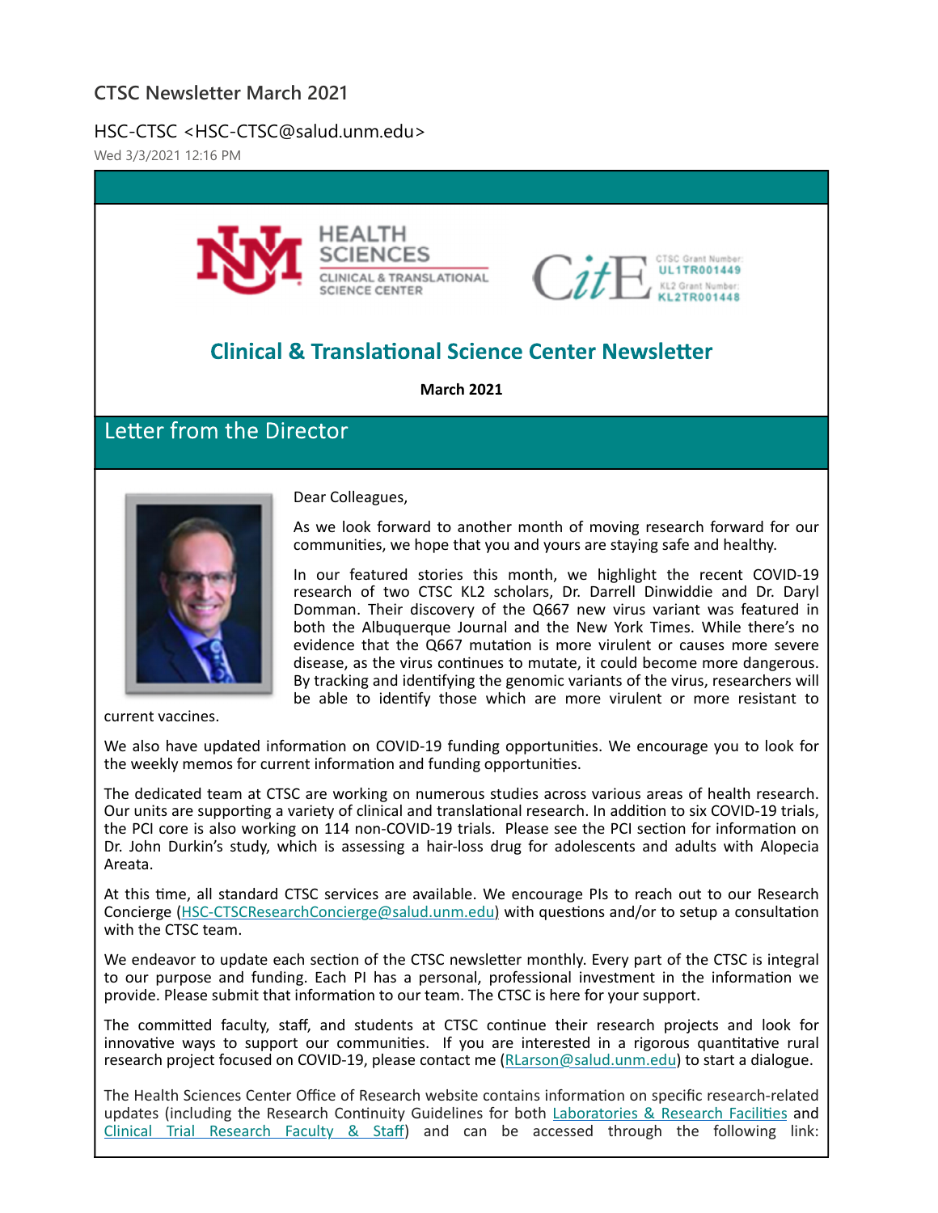# CTSC Newsletter March 2021

HSC-CTSC <HSC-CTSC@salud.unm.edu>

Wed 3/3/2021 12:16 PM

HEALTH SCIENCES
CLINICAL & TRANSLATIONAL SCIENCE CENTER

CitE
CTSC Grant Number: UL1TR001449
KL2 Grant Number: KL2TR001448

## Clinical & Translational Science Center Newsletter

**March 2021**

## Letter from the Director

Dear Colleagues,

As we look forward to another month of moving research forward for our communities, we hope that you and yours are staying safe and healthy.

In our featured stories this month, we highlight the recent COVID-19 research of two CTSC KL2 scholars, Dr. Darrell Dinwiddie and Dr. Daryl Domman. Their discovery of the Q667 new virus variant was featured in both the Albuquerque Journal and the New York Times. While there's no evidence that the Q667 mutation is more virulent or causes more severe disease, as the virus continues to mutate, it could become more dangerous. By tracking and identifying the genomic variants of the virus, researchers will be able to identify those which are more virulent or more resistant to current vaccines.

We also have updated information on COVID-19 funding opportunities. We encourage you to look for the weekly memos for current information and funding opportunities.

The dedicated team at CTSC are working on numerous studies across various areas of health research. Our units are supporting a variety of clinical and translational research. In addition to six COVID-19 trials, the PCI core is also working on 114 non-COVID-19 trials. Please see the PCI section for information on Dr. John Durkin's study, which is assessing a hair-loss drug for adolescents and adults with Alopecia Areata.

At this time, all standard CTSC services are available. We encourage PIs to reach out to our Research Concierge (HSC-CTSCResearchConcierge@salud.unm.edu) with questions and/or to setup a consultation with the CTSC team.

We endeavor to update each section of the CTSC newsletter monthly. Every part of the CTSC is integral to our purpose and funding. Each PI has a personal, professional investment in the information we provide. Please submit that information to our team. The CTSC is here for your support.

The committed faculty, staff, and students at CTSC continue their research projects and look for innovative ways to support our communities. If you are interested in a rigorous quantitative rural research project focused on COVID-19, please contact me (RLarson@salud.unm.edu) to start a dialogue.

The Health Sciences Center Office of Research website contains information on specific research-related updates (including the Research Continuity Guidelines for both Laboratories & Research Facilities and Clinical Trial Research Faculty & Staff) and can be accessed through the following link: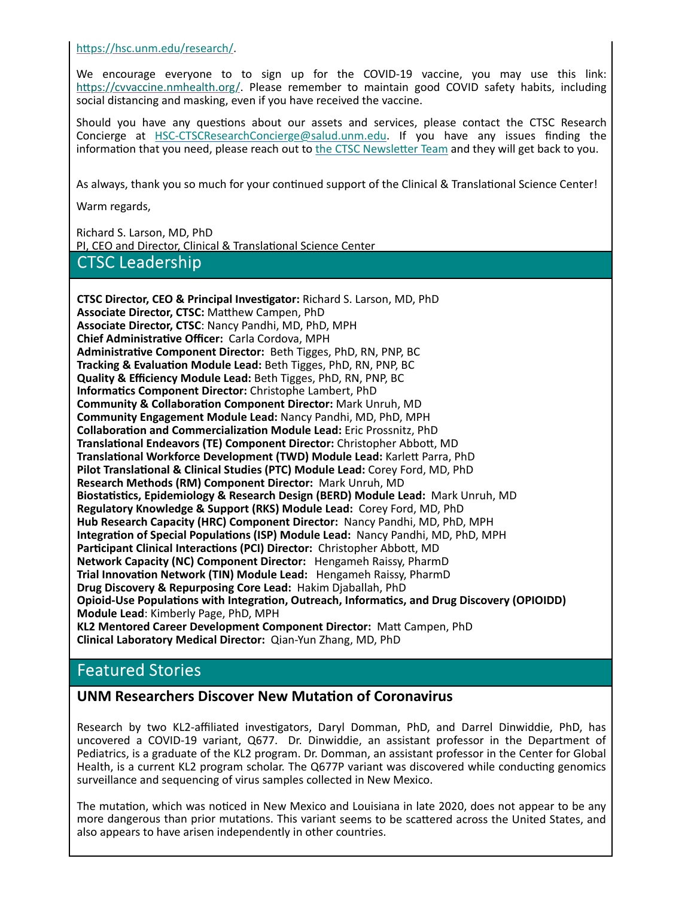https://hsc.unm.edu/research/.

We encourage everyone to to sign up for the COVID-19 vaccine, you may use this link: https://cvvaccine.nmhealth.org/. Please remember to maintain good COVID safety habits, including social distancing and masking, even if you have received the vaccine.

Should you have any questions about our assets and services, please contact the CTSC Research Concierge at HSC-CTSCResearchConcierge@salud.unm.edu. If you have any issues finding the information that you need, please reach out to the CTSC Newsletter Team and they will get back to you.

As always, thank you so much for your continued support of the Clinical & Translational Science Center!

Warm regards,

Richard S. Larson, MD, PhD
PI, CEO and Director, Clinical & Translational Science Center

## CTSC Leadership

**CTSC Director, CEO & Principal Investigator:** Richard S. Larson, MD, PhD
**Associate Director, CTSC:** Matthew Campen, PhD
**Associate Director, CTSC**: Nancy Pandhi, MD, PhD, MPH
**Chief Administrative Officer:** Carla Cordova, MPH
**Administrative Component Director:** Beth Tigges, PhD, RN, PNP, BC
**Tracking & Evaluation Module Lead:** Beth Tigges, PhD, RN, PNP, BC
**Quality & Efficiency Module Lead:** Beth Tigges, PhD, RN, PNP, BC
**Informatics Component Director:** Christophe Lambert, PhD
**Community & Collaboration Component Director:** Mark Unruh, MD
**Community Engagement Module Lead:** Nancy Pandhi, MD, PhD, MPH
**Collaboration and Commercialization Module Lead:** Eric Prossnitz, PhD
**Translational Endeavors (TE) Component Director:** Christopher Abbott, MD
**Translational Workforce Development (TWD) Module Lead:** Karlett Parra, PhD
**Pilot Translational & Clinical Studies (PTC) Module Lead:** Corey Ford, MD, PhD
**Research Methods (RM) Component Director:** Mark Unruh, MD
**Biostatistics, Epidemiology & Research Design (BERD) Module Lead:** Mark Unruh, MD
**Regulatory Knowledge & Support (RKS) Module Lead:** Corey Ford, MD, PhD
**Hub Research Capacity (HRC) Component Director:** Nancy Pandhi, MD, PhD, MPH
**Integration of Special Populations (ISP) Module Lead:** Nancy Pandhi, MD, PhD, MPH
**Participant Clinical Interactions (PCI) Director:** Christopher Abbott, MD
**Network Capacity (NC) Component Director:** Hengameh Raissy, PharmD
**Trial Innovation Network (TIN) Module Lead:** Hengameh Raissy, PharmD
**Drug Discovery & Repurposing Core Lead:** Hakim Djaballah, PhD
**Opioid-Use Populations with Integration, Outreach, Informatics, and Drug Discovery (OPIOIDD) Module Lead**: Kimberly Page, PhD, MPH
**KL2 Mentored Career Development Component Director:** Matt Campen, PhD
**Clinical Laboratory Medical Director:** Qian-Yun Zhang, MD, PhD

## Featured Stories

### UNM Researchers Discover New Mutation of Coronavirus

Research by two KL2-affiliated investigators, Daryl Domman, PhD, and Darrel Dinwiddie, PhD, has uncovered a COVID-19 variant, Q677. Dr. Dinwiddie, an assistant professor in the Department of Pediatrics, is a graduate of the KL2 program. Dr. Domman, an assistant professor in the Center for Global Health, is a current KL2 program scholar. The Q677P variant was discovered while conducting genomics surveillance and sequencing of virus samples collected in New Mexico.

The mutation, which was noticed in New Mexico and Louisiana in late 2020, does not appear to be any more dangerous than prior mutations. This variant seems to be scattered across the United States, and also appears to have arisen independently in other countries.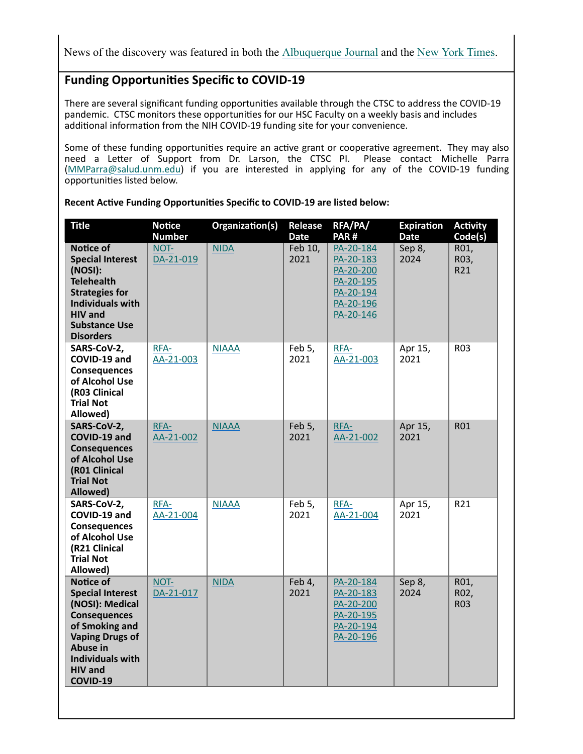News of the discovery was featured in both the Albuquerque Journal and the New York Times.

## Funding Opportunities Specific to COVID-19

There are several significant funding opportunities available through the CTSC to address the COVID-19 pandemic. CTSC monitors these opportunities for our HSC Faculty on a weekly basis and includes additional information from the NIH COVID-19 funding site for your convenience.

Some of these funding opportunities require an active grant or cooperative agreement. They may also need a Letter of Support from Dr. Larson, the CTSC PI. Please contact Michelle Parra (MMParra@salud.unm.edu) if you are interested in applying for any of the COVID-19 funding opportunities listed below.

**Recent Active Funding Opportunities Specific to COVID-19 are listed below:**

| Title | Notice Number | Organization(s) | Release Date | RFA/PA/ PAR # | Expiration Date | Activity Code(s) |
|---|---|---|---|---|---|---|
| **Notice of Special Interest (NOSI): Telehealth Strategies for Individuals with HIV and Substance Use Disorders** | NOT-DA-21-019 | NIDA | Feb 10, 2021 | PA-20-184 PA-20-183 PA-20-200 PA-20-195 PA-20-194 PA-20-196 PA-20-146 | Sep 8, 2024 | R01, R03, R21 |
| **SARS-CoV-2, COVID-19 and Consequences of Alcohol Use (R03 Clinical Trial Not Allowed)** | RFA-AA-21-003 | NIAAA | Feb 5, 2021 | RFA-AA-21-003 | Apr 15, 2021 | R03 |
| **SARS-CoV-2, COVID-19 and Consequences of Alcohol Use (R01 Clinical Trial Not Allowed)** | RFA-AA-21-002 | NIAAA | Feb 5, 2021 | RFA-AA-21-002 | Apr 15, 2021 | R01 |
| **SARS-CoV-2, COVID-19 and Consequences of Alcohol Use (R21 Clinical Trial Not Allowed)** | RFA-AA-21-004 | NIAAA | Feb 5, 2021 | RFA-AA-21-004 | Apr 15, 2021 | R21 |
| **Notice of Special Interest (NOSI): Medical Consequences of Smoking and Vaping Drugs of Abuse in Individuals with HIV and COVID-19** | NOT-DA-21-017 | NIDA | Feb 4, 2021 | PA-20-184 PA-20-183 PA-20-200 PA-20-195 PA-20-194 PA-20-196 | Sep 8, 2024 | R01, R02, R03 |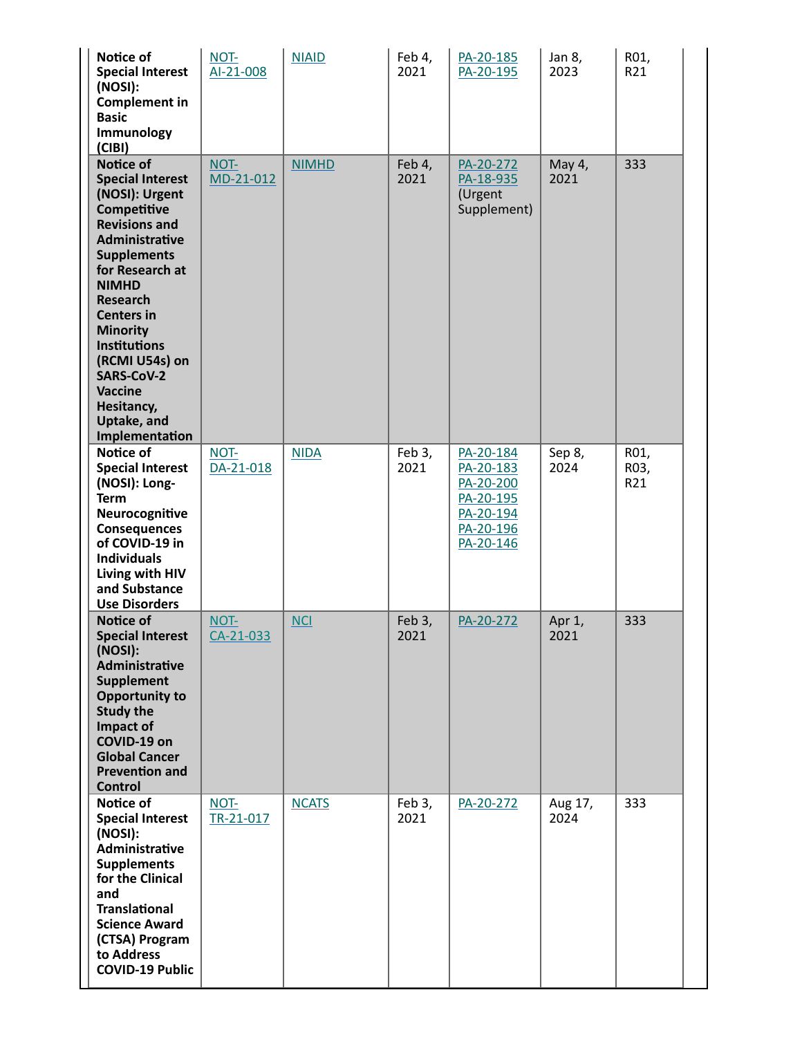| | | | | | | |
|---|---|---|---|---|---|---|
| **Notice of Special Interest (NOSI): Complement in Basic Immunology (CIBI)** | NOT-AI-21-008 | NIAID | Feb 4, 2021 | PA-20-185 PA-20-195 | Jan 8, 2023 | R01, R21 |
| **Notice of Special Interest (NOSI): Urgent Competitive Revisions and Administrative Supplements for Research at NIMHD Research Centers in Minority Institutions (RCMI U54s) on SARS-CoV-2 Vaccine Hesitancy, Uptake, and Implementation** | NOT-MD-21-012 | NIMHD | Feb 4, 2021 | PA-20-272 PA-18-935 (Urgent Supplement) | May 4, 2021 | 333 |
| **Notice of Special Interest (NOSI): Long-Term Neurocognitive Consequences of COVID-19 in Individuals Living with HIV and Substance Use Disorders** | NOT-DA-21-018 | NIDA | Feb 3, 2021 | PA-20-184 PA-20-183 PA-20-200 PA-20-195 PA-20-194 PA-20-196 PA-20-146 | Sep 8, 2024 | R01, R03, R21 |
| **Notice of Special Interest (NOSI): Administrative Supplement Opportunity to Study the Impact of COVID-19 on Global Cancer Prevention and Control** | NOT-CA-21-033 | NCI | Feb 3, 2021 | PA-20-272 | Apr 1, 2021 | 333 |
| **Notice of Special Interest (NOSI): Administrative Supplements for the Clinical and Translational Science Award (CTSA) Program to Address COVID-19 Public** | NOT-TR-21-017 | NCATS | Feb 3, 2021 | PA-20-272 | Aug 17, 2024 | 333 |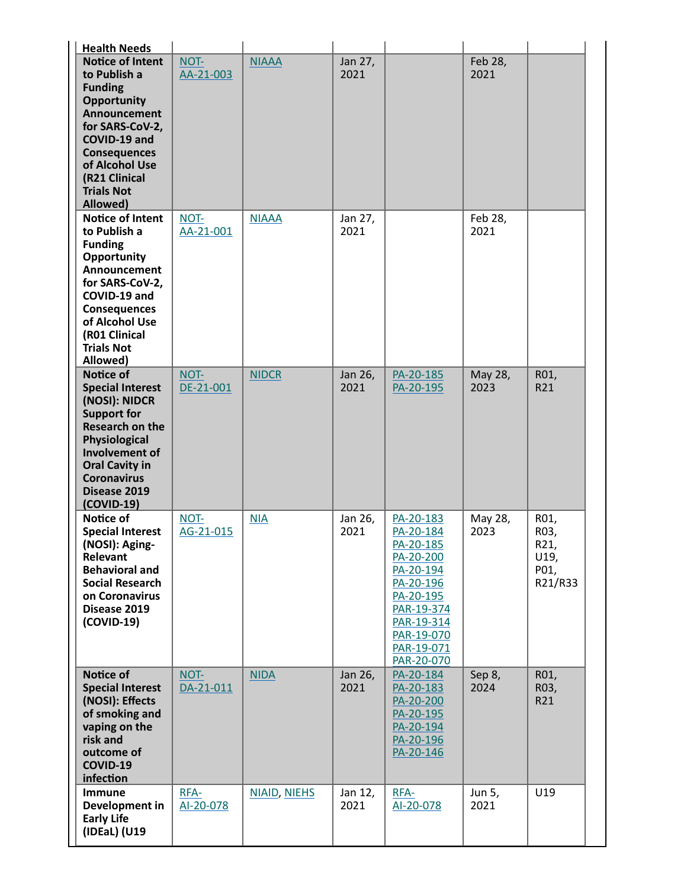| | | | | | | |
|---|---|---|---|---|---|---|
| **Health Needs** | | | | | | |
| **Notice of Intent to Publish a Funding Opportunity Announcement for SARS-CoV-2, COVID-19 and Consequences of Alcohol Use (R21 Clinical Trials Not Allowed)** | NOT-AA-21-003 | NIAAA | Jan 27, 2021 | | Feb 28, 2021 | |
| **Notice of Intent to Publish a Funding Opportunity Announcement for SARS-CoV-2, COVID-19 and Consequences of Alcohol Use (R01 Clinical Trials Not Allowed)** | NOT-AA-21-001 | NIAAA | Jan 27, 2021 | | Feb 28, 2021 | |
| **Notice of Special Interest (NOSI): NIDCR Support for Research on the Physiological Involvement of Oral Cavity in Coronavirus Disease 2019 (COVID-19)** | NOT-DE-21-001 | NIDCR | Jan 26, 2021 | PA-20-185 PA-20-195 | May 28, 2023 | R01, R21 |
| **Notice of Special Interest (NOSI): Aging-Relevant Behavioral and Social Research on Coronavirus Disease 2019 (COVID-19)** | NOT-AG-21-015 | NIA | Jan 26, 2021 | PA-20-183 PA-20-184 PA-20-185 PA-20-200 PA-20-194 PA-20-196 PA-20-195 PAR-19-374 PAR-19-314 PAR-19-070 PAR-19-071 PAR-20-070 | May 28, 2023 | R01, R03, R21, U19, P01, R21/R33 |
| **Notice of Special Interest (NOSI): Effects of smoking and vaping on the risk and outcome of COVID-19 infection** | NOT-DA-21-011 | NIDA | Jan 26, 2021 | PA-20-184 PA-20-183 PA-20-200 PA-20-195 PA-20-194 PA-20-196 PA-20-146 | Sep 8, 2024 | R01, R03, R21 |
| **Immune Development in Early Life (IDEaL) (U19** | RFA-AI-20-078 | NIAID, NIEHS | Jan 12, 2021 | RFA-AI-20-078 | Jun 5, 2021 | U19 |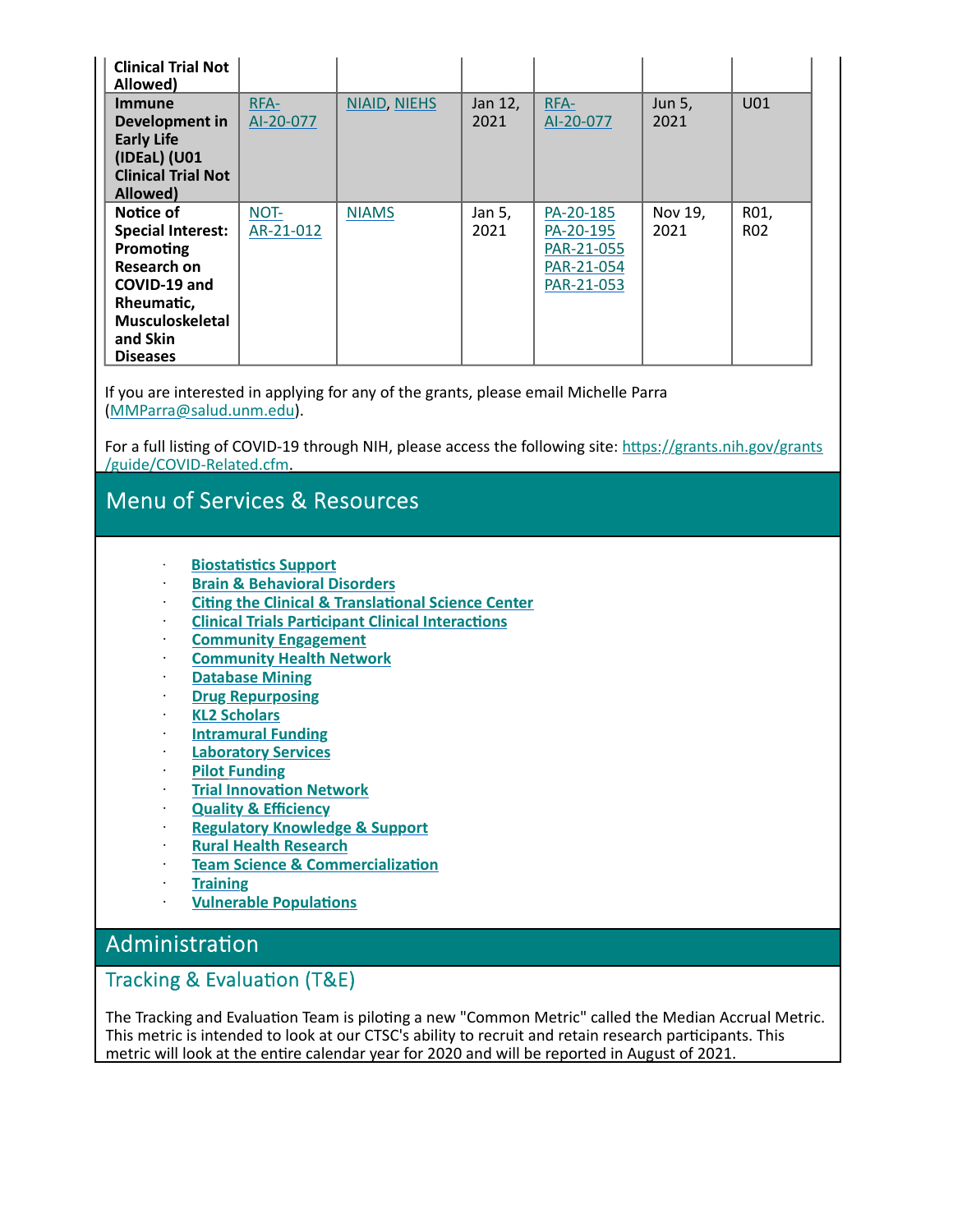| | | | | | | |
|---|---|---|---|---|---|---|
| **Clinical Trial Not Allowed)** | | | | | | |
| **Immune Development in Early Life (IDEaL) (U01 Clinical Trial Not Allowed)** | RFA-AI-20-077 | NIAID, NIEHS | Jan 12, 2021 | RFA-AI-20-077 | Jun 5, 2021 | U01 |
| **Notice of Special Interest: Promoting Research on COVID-19 and Rheumatic, Musculoskeletal and Skin Diseases** | NOT-AR-21-012 | NIAMS | Jan 5, 2021 | PA-20-185 PA-20-195 PAR-21-055 PAR-21-054 PAR-21-053 | Nov 19, 2021 | R01, R02 |

If you are interested in applying for any of the grants, please email Michelle Parra (MMParra@salud.unm.edu).

For a full listing of COVID-19 through NIH, please access the following site: https://grants.nih.gov/grants/guide/COVID-Related.cfm.

## Menu of Services & Resources

- **Biostatistics Support**
- **Brain & Behavioral Disorders**
- **Citing the Clinical & Translational Science Center**
- **Clinical Trials Participant Clinical Interactions**
- **Community Engagement**
- **Community Health Network**
- **Database Mining**
- **Drug Repurposing**
- **KL2 Scholars**
- **Intramural Funding**
- **Laboratory Services**
- **Pilot Funding**
- **Trial Innovation Network**
- **Quality & Efficiency**
- **Regulatory Knowledge & Support**
- **Rural Health Research**
- **Team Science & Commercialization**
- **Training**
- **Vulnerable Populations**

## Administration

### Tracking & Evaluation (T&E)

The Tracking and Evaluation Team is piloting a new "Common Metric" called the Median Accrual Metric. This metric is intended to look at our CTSC's ability to recruit and retain research participants. This metric will look at the entire calendar year for 2020 and will be reported in August of 2021.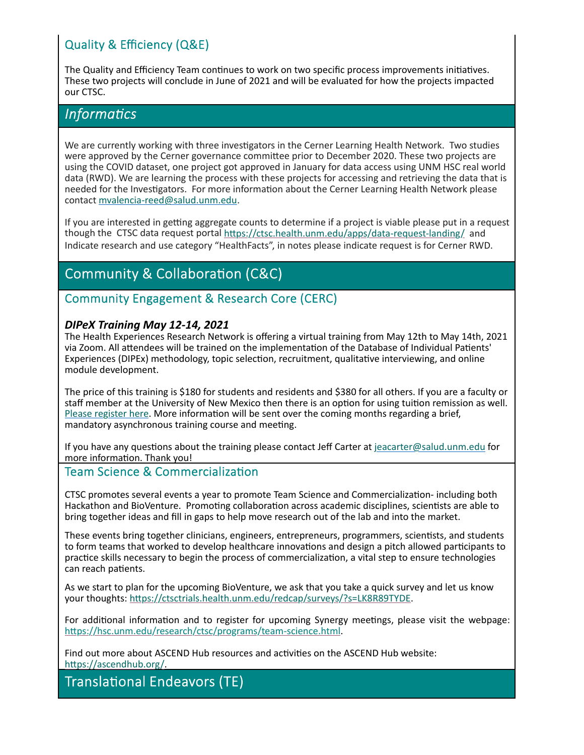### Quality & Efficiency (Q&E)

The Quality and Efficiency Team continues to work on two specific process improvements initiatives. These two projects will conclude in June of 2021 and will be evaluated for how the projects impacted our CTSC.

## *Informatics*

We are currently working with three investigators in the Cerner Learning Health Network. Two studies were approved by the Cerner governance committee prior to December 2020. These two projects are using the COVID dataset, one project got approved in January for data access using UNM HSC real world data (RWD). We are learning the process with these projects for accessing and retrieving the data that is needed for the Investigators. For more information about the Cerner Learning Health Network please contact mvalencia-reed@salud.unm.edu.

If you are interested in getting aggregate counts to determine if a project is viable please put in a request though the CTSC data request portal https://ctsc.health.unm.edu/apps/data-request-landing/ and Indicate research and use category "HealthFacts", in notes please indicate request is for Cerner RWD.

## Community & Collaboration (C&C)

### Community Engagement & Research Core (CERC)

***DIPeX Training May 12-14, 2021***

The Health Experiences Research Network is offering a virtual training from May 12th to May 14th, 2021 via Zoom. All attendees will be trained on the implementation of the Database of Individual Patients' Experiences (DIPEx) methodology, topic selection, recruitment, qualitative interviewing, and online module development.

The price of this training is $180 for students and residents and $380 for all others. If you are a faculty or staff member at the University of New Mexico then there is an option for using tuition remission as well. Please register here. More information will be sent over the coming months regarding a brief, mandatory asynchronous training course and meeting.

If you have any questions about the training please contact Jeff Carter at jeacarter@salud.unm.edu for more information. Thank you!

### Team Science & Commercialization

CTSC promotes several events a year to promote Team Science and Commercialization- including both Hackathon and BioVenture. Promoting collaboration across academic disciplines, scientists are able to bring together ideas and fill in gaps to help move research out of the lab and into the market.

These events bring together clinicians, engineers, entrepreneurs, programmers, scientists, and students to form teams that worked to develop healthcare innovations and design a pitch allowed participants to practice skills necessary to begin the process of commercialization, a vital step to ensure technologies can reach patients.

As we start to plan for the upcoming BioVenture, we ask that you take a quick survey and let us know your thoughts: https://ctsctrials.health.unm.edu/redcap/surveys/?s=LK8R89TYDE.

For additional information and to register for upcoming Synergy meetings, please visit the webpage: https://hsc.unm.edu/research/ctsc/programs/team-science.html.

Find out more about ASCEND Hub resources and activities on the ASCEND Hub website: https://ascendhub.org/.

## Translational Endeavors (TE)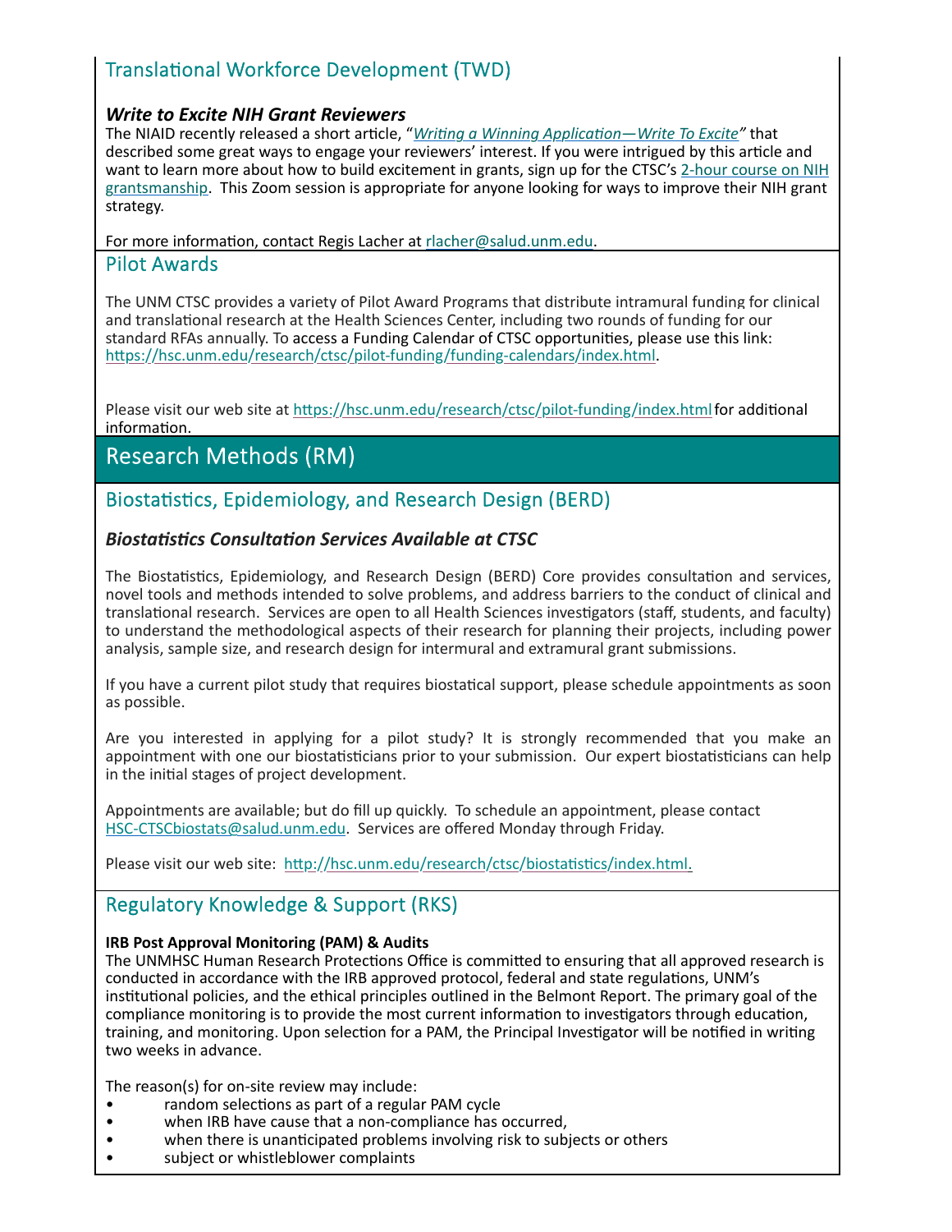## Translational Workforce Development (TWD)

***Write to Excite NIH Grant Reviewers***

The NIAID recently released a short article, "*Writing a Winning Application—Write To Excite*" that described some great ways to engage your reviewers' interest. If you were intrigued by this article and want to learn more about how to build excitement in grants, sign up for the CTSC's 2-hour course on NIH grantsmanship. This Zoom session is appropriate for anyone looking for ways to improve their NIH grant strategy.

For more information, contact Regis Lacher at rlacher@salud.unm.edu.

## Pilot Awards

The UNM CTSC provides a variety of Pilot Award Programs that distribute intramural funding for clinical and translational research at the Health Sciences Center, including two rounds of funding for our standard RFAs annually. To access a Funding Calendar of CTSC opportunities, please use this link: https://hsc.unm.edu/research/ctsc/pilot-funding/funding-calendars/index.html.

Please visit our web site at https://hsc.unm.edu/research/ctsc/pilot-funding/index.html for additional information.

# Research Methods (RM)

## Biostatistics, Epidemiology, and Research Design (BERD)

***Biostatistics Consultation Services Available at CTSC***

The Biostatistics, Epidemiology, and Research Design (BERD) Core provides consultation and services, novel tools and methods intended to solve problems, and address barriers to the conduct of clinical and translational research. Services are open to all Health Sciences investigators (staff, students, and faculty) to understand the methodological aspects of their research for planning their projects, including power analysis, sample size, and research design for intermural and extramural grant submissions.

If you have a current pilot study that requires biostatical support, please schedule appointments as soon as possible.

Are you interested in applying for a pilot study? It is strongly recommended that you make an appointment with one our biostatisticians prior to your submission. Our expert biostatisticians can help in the initial stages of project development.

Appointments are available; but do fill up quickly. To schedule an appointment, please contact HSC-CTSCbiostats@salud.unm.edu. Services are offered Monday through Friday.

Please visit our web site: http://hsc.unm.edu/research/ctsc/biostatistics/index.html.

## Regulatory Knowledge & Support (RKS)

**IRB Post Approval Monitoring (PAM) & Audits**

The UNMHSC Human Research Protections Office is committed to ensuring that all approved research is conducted in accordance with the IRB approved protocol, federal and state regulations, UNM's institutional policies, and the ethical principles outlined in the Belmont Report. The primary goal of the compliance monitoring is to provide the most current information to investigators through education, training, and monitoring. Upon selection for a PAM, the Principal Investigator will be notified in writing two weeks in advance.

The reason(s) for on-site review may include:

- random selections as part of a regular PAM cycle
- when IRB have cause that a non-compliance has occurred,
- when there is unanticipated problems involving risk to subjects or others
- subject or whistleblower complaints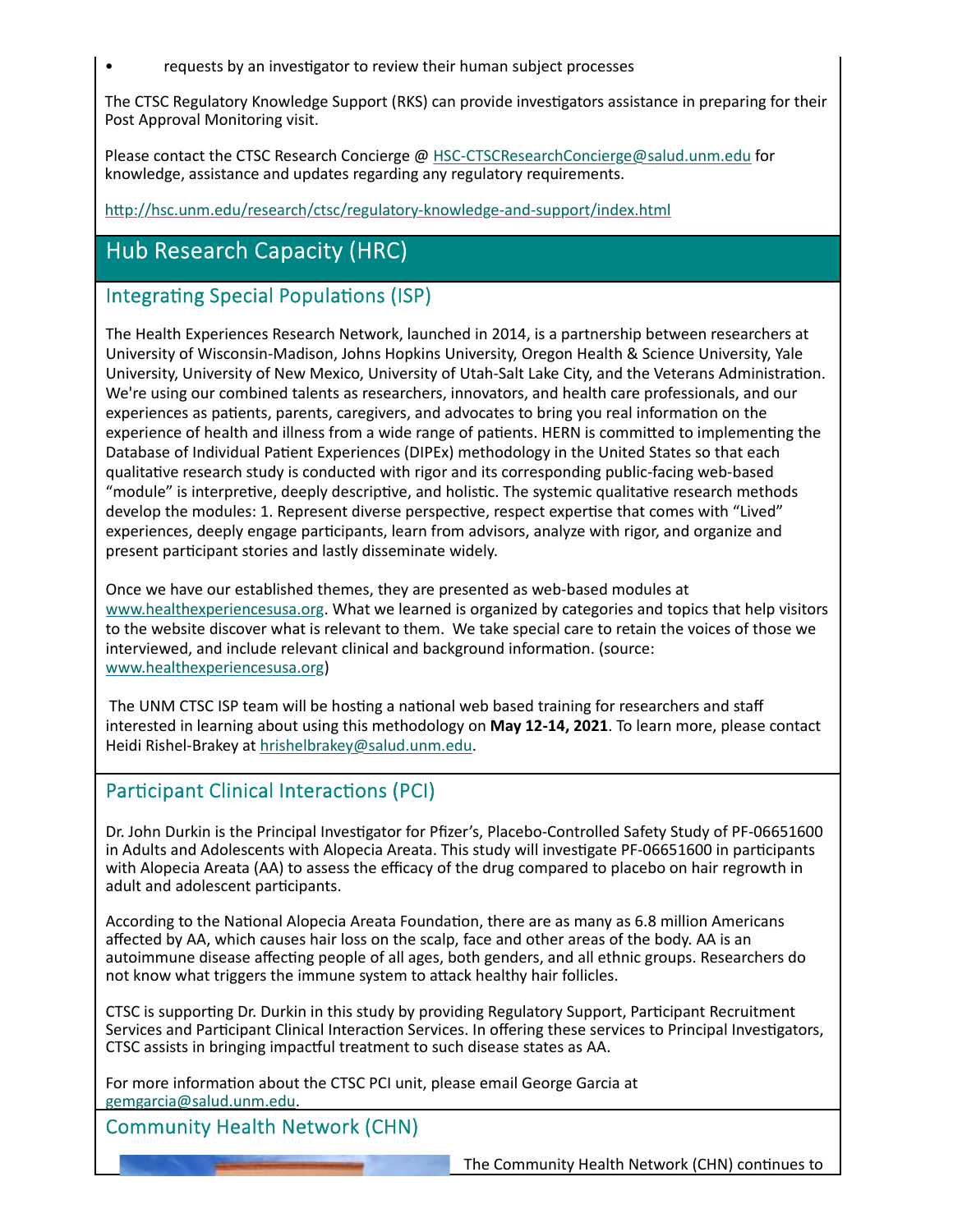- requests by an investigator to review their human subject processes

The CTSC Regulatory Knowledge Support (RKS) can provide investigators assistance in preparing for their Post Approval Monitoring visit.

Please contact the CTSC Research Concierge @ HSC-CTSCResearchConcierge@salud.unm.edu for knowledge, assistance and updates regarding any regulatory requirements.

http://hsc.unm.edu/research/ctsc/regulatory-knowledge-and-support/index.html

## Hub Research Capacity (HRC)

### Integrating Special Populations (ISP)

The Health Experiences Research Network, launched in 2014, is a partnership between researchers at University of Wisconsin-Madison, Johns Hopkins University, Oregon Health & Science University, Yale University, University of New Mexico, University of Utah-Salt Lake City, and the Veterans Administration. We're using our combined talents as researchers, innovators, and health care professionals, and our experiences as patients, parents, caregivers, and advocates to bring you real information on the experience of health and illness from a wide range of patients. HERN is committed to implementing the Database of Individual Patient Experiences (DIPEx) methodology in the United States so that each qualitative research study is conducted with rigor and its corresponding public-facing web-based "module" is interpretive, deeply descriptive, and holistic. The systemic qualitative research methods develop the modules: 1. Represent diverse perspective, respect expertise that comes with "Lived" experiences, deeply engage participants, learn from advisors, analyze with rigor, and organize and present participant stories and lastly disseminate widely.

Once we have our established themes, they are presented as web-based modules at www.healthexperiencesusa.org. What we learned is organized by categories and topics that help visitors to the website discover what is relevant to them. We take special care to retain the voices of those we interviewed, and include relevant clinical and background information. (source: www.healthexperiencesusa.org)

The UNM CTSC ISP team will be hosting a national web based training for researchers and staff interested in learning about using this methodology on **May 12-14, 2021**. To learn more, please contact Heidi Rishel-Brakey at hrishelbrakey@salud.unm.edu.

### Participant Clinical Interactions (PCI)

Dr. John Durkin is the Principal Investigator for Pfizer's, Placebo-Controlled Safety Study of PF-06651600 in Adults and Adolescents with Alopecia Areata. This study will investigate PF-06651600 in participants with Alopecia Areata (AA) to assess the efficacy of the drug compared to placebo on hair regrowth in adult and adolescent participants.

According to the National Alopecia Areata Foundation, there are as many as 6.8 million Americans affected by AA, which causes hair loss on the scalp, face and other areas of the body. AA is an autoimmune disease affecting people of all ages, both genders, and all ethnic groups. Researchers do not know what triggers the immune system to attack healthy hair follicles.

CTSC is supporting Dr. Durkin in this study by providing Regulatory Support, Participant Recruitment Services and Participant Clinical Interaction Services. In offering these services to Principal Investigators, CTSC assists in bringing impactful treatment to such disease states as AA.

For more information about the CTSC PCI unit, please email George Garcia at gemgarcia@salud.unm.edu.

### Community Health Network (CHN)

The Community Health Network (CHN) continues to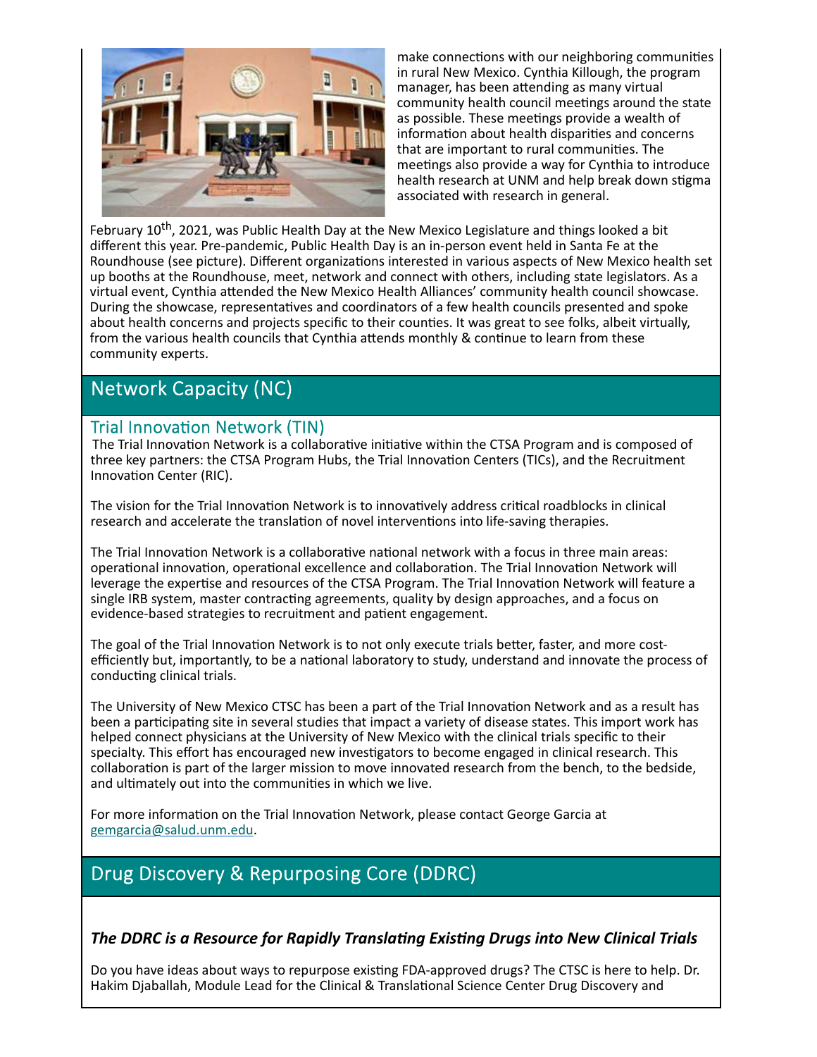make connections with our neighboring communities in rural New Mexico. Cynthia Killough, the program manager, has been attending as many virtual community health council meetings around the state as possible. These meetings provide a wealth of information about health disparities and concerns that are important to rural communities. The meetings also provide a way for Cynthia to introduce health research at UNM and help break down stigma associated with research in general.

February 10th, 2021, was Public Health Day at the New Mexico Legislature and things looked a bit different this year. Pre-pandemic, Public Health Day is an in-person event held in Santa Fe at the Roundhouse (see picture). Different organizations interested in various aspects of New Mexico health set up booths at the Roundhouse, meet, network and connect with others, including state legislators. As a virtual event, Cynthia attended the New Mexico Health Alliances' community health council showcase. During the showcase, representatives and coordinators of a few health councils presented and spoke about health concerns and projects specific to their counties. It was great to see folks, albeit virtually, from the various health councils that Cynthia attends monthly & continue to learn from these community experts.

## Network Capacity (NC)

### Trial Innovation Network (TIN)

The Trial Innovation Network is a collaborative initiative within the CTSA Program and is composed of three key partners: the CTSA Program Hubs, the Trial Innovation Centers (TICs), and the Recruitment Innovation Center (RIC).

The vision for the Trial Innovation Network is to innovatively address critical roadblocks in clinical research and accelerate the translation of novel interventions into life-saving therapies.

The Trial Innovation Network is a collaborative national network with a focus in three main areas: operational innovation, operational excellence and collaboration. The Trial Innovation Network will leverage the expertise and resources of the CTSA Program. The Trial Innovation Network will feature a single IRB system, master contracting agreements, quality by design approaches, and a focus on evidence-based strategies to recruitment and patient engagement.

The goal of the Trial Innovation Network is to not only execute trials better, faster, and more cost-efficiently but, importantly, to be a national laboratory to study, understand and innovate the process of conducting clinical trials.

The University of New Mexico CTSC has been a part of the Trial Innovation Network and as a result has been a participating site in several studies that impact a variety of disease states. This import work has helped connect physicians at the University of New Mexico with the clinical trials specific to their specialty. This effort has encouraged new investigators to become engaged in clinical research. This collaboration is part of the larger mission to move innovated research from the bench, to the bedside, and ultimately out into the communities in which we live.

For more information on the Trial Innovation Network, please contact George Garcia at gemgarcia@salud.unm.edu.

## Drug Discovery & Repurposing Core (DDRC)

***The DDRC is a Resource for Rapidly Translating Existing Drugs into New Clinical Trials***

Do you have ideas about ways to repurpose existing FDA-approved drugs? The CTSC is here to help. Dr. Hakim Djaballah, Module Lead for the Clinical & Translational Science Center Drug Discovery and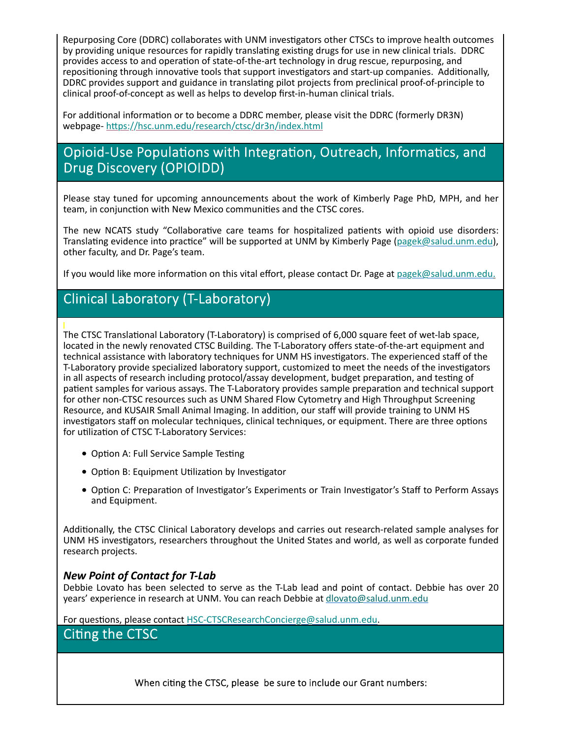Repurposing Core (DDRC) collaborates with UNM investigators other CTSCs to improve health outcomes by providing unique resources for rapidly translating existing drugs for use in new clinical trials. DDRC provides access to and operation of state-of-the-art technology in drug rescue, repurposing, and repositioning through innovative tools that support investigators and start-up companies. Additionally, DDRC provides support and guidance in translating pilot projects from preclinical proof-of-principle to clinical proof-of-concept as well as helps to develop first-in-human clinical trials.

For additional information or to become a DDRC member, please visit the DDRC (formerly DR3N) webpage- https://hsc.unm.edu/research/ctsc/dr3n/index.html

## Opioid-Use Populations with Integration, Outreach, Informatics, and Drug Discovery (OPIOIDD)

Please stay tuned for upcoming announcements about the work of Kimberly Page PhD, MPH, and her team, in conjunction with New Mexico communities and the CTSC cores.

The new NCATS study "Collaborative care teams for hospitalized patients with opioid use disorders: Translating evidence into practice" will be supported at UNM by Kimberly Page (pagek@salud.unm.edu), other faculty, and Dr. Page's team.

If you would like more information on this vital effort, please contact Dr. Page at pagek@salud.unm.edu.

## Clinical Laboratory (T-Laboratory)

The CTSC Translational Laboratory (T-Laboratory) is comprised of 6,000 square feet of wet-lab space, located in the newly renovated CTSC Building. The T-Laboratory offers state-of-the-art equipment and technical assistance with laboratory techniques for UNM HS investigators. The experienced staff of the T-Laboratory provide specialized laboratory support, customized to meet the needs of the investigators in all aspects of research including protocol/assay development, budget preparation, and testing of patient samples for various assays. The T-Laboratory provides sample preparation and technical support for other non-CTSC resources such as UNM Shared Flow Cytometry and High Throughput Screening Resource, and KUSAIR Small Animal Imaging. In addition, our staff will provide training to UNM HS investigators staff on molecular techniques, clinical techniques, or equipment. There are three options for utilization of CTSC T-Laboratory Services:

- Option A: Full Service Sample Testing
- Option B: Equipment Utilization by Investigator
- Option C: Preparation of Investigator's Experiments or Train Investigator's Staff to Perform Assays and Equipment.

Additionally, the CTSC Clinical Laboratory develops and carries out research-related sample analyses for UNM HS investigators, researchers throughout the United States and world, as well as corporate funded research projects.

### *New Point of Contact for T-Lab*

Debbie Lovato has been selected to serve as the T-Lab lead and point of contact. Debbie has over 20 years' experience in research at UNM. You can reach Debbie at dlovato@salud.unm.edu

For questions, please contact HSC-CTSCResearchConcierge@salud.unm.edu.

## Citing the CTSC

When citing the CTSC, please be sure to include our Grant numbers: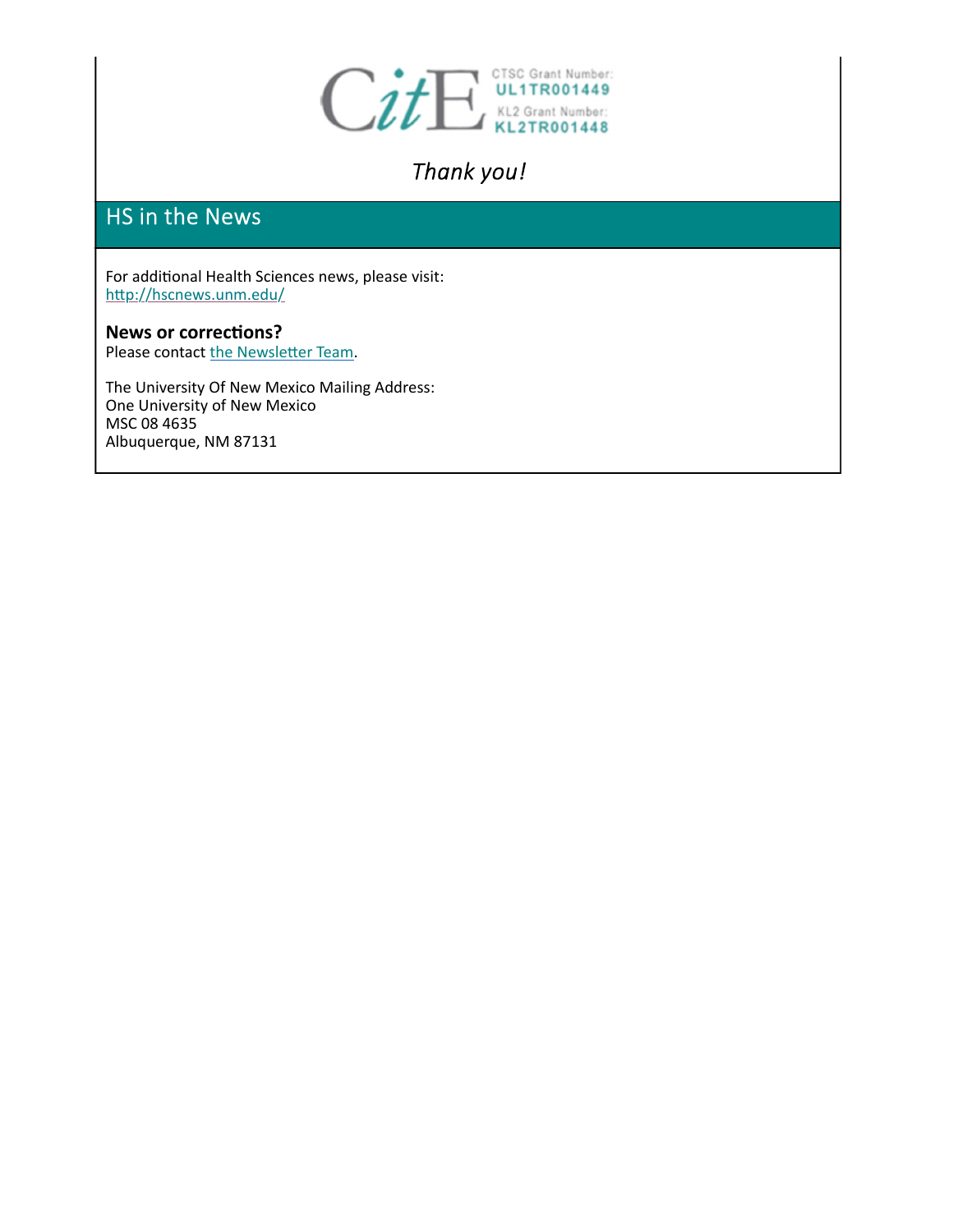CTSC Grant Number: UL1TR001449

KL2 Grant Number: KL2TR001448

*Thank you!*

## HS in the News

For additional Health Sciences news, please visit:
http://hscnews.unm.edu/

**News or corrections?**
Please contact the Newsletter Team.

The University Of New Mexico Mailing Address:
One University of New Mexico
MSC 08 4635
Albuquerque, NM 87131